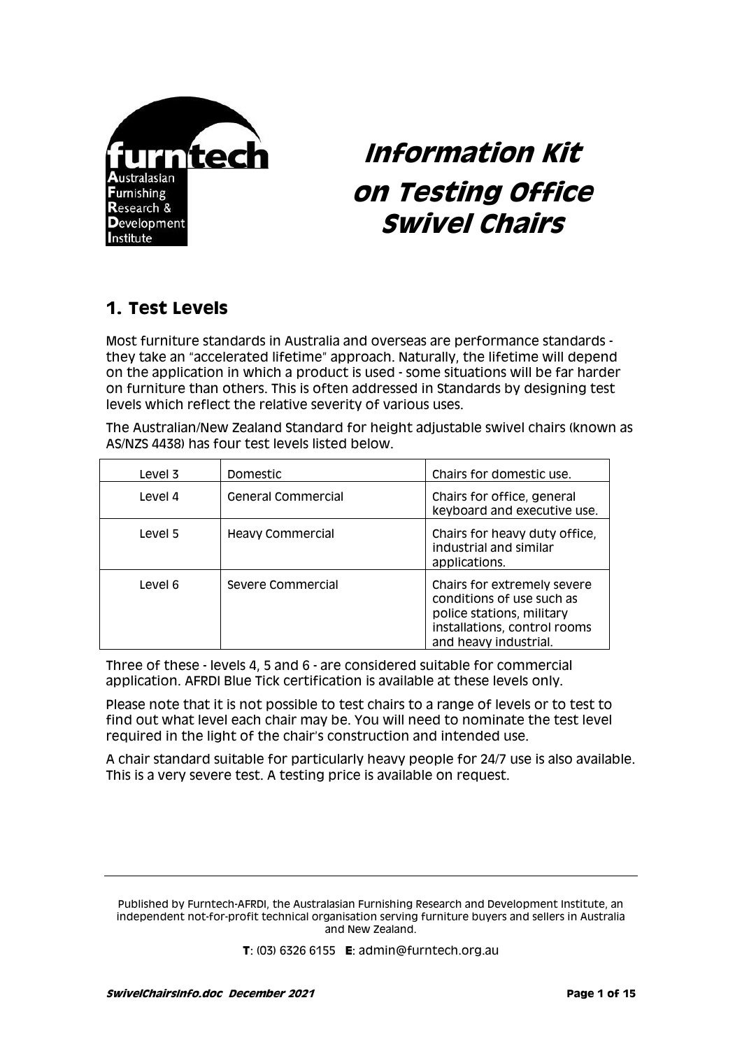# Information Kit on Testing Office Swivel Chairs

## 1. Test Levels

Most furniture standards in Australia and overseas are performance standards - they take an "accelerated lifetime" approach. Naturally, the lifetime will depend on the application in which a product is used - some situations will be far harder on furniture than others. This is often addressed in Standards by designing test levels which reflect the relative severity of various uses.

The Australian/New Zealand Standard for height adjustable swivel chairs (known as AS/NZS 4438) has four test levels listed below.

| Level | Application | Description |
|---|---|---|
| Level 3 | Domestic | Chairs for domestic use. |
| Level 4 | General Commercial | Chairs for office, general keyboard and executive use. |
| Level 5 | Heavy Commercial | Chairs for heavy duty office, industrial and similar applications. |
| Level 6 | Severe Commercial | Chairs for extremely severe conditions of use such as police stations, military installations, control rooms and heavy industrial. |

Three of these - levels 4, 5 and 6 - are considered suitable for commercial application. AFRDI Blue Tick certification is available at these levels only.

Please note that it is not possible to test chairs to a range of levels or to test to find out what level each chair may be. You will need to nominate the test level required in the light of the chair's construction and intended use.

A chair standard suitable for particularly heavy people for 24/7 use is also available. This is a very severe test. A testing price is available on request.

Published by Furntech-AFRDI, the Australasian Furnishing Research and Development Institute, an independent not-for-profit technical organisation serving furniture buyers and sellers in Australia and New Zealand.

**T**: (03) 6326 6155 **E**: admin@furntech.org.au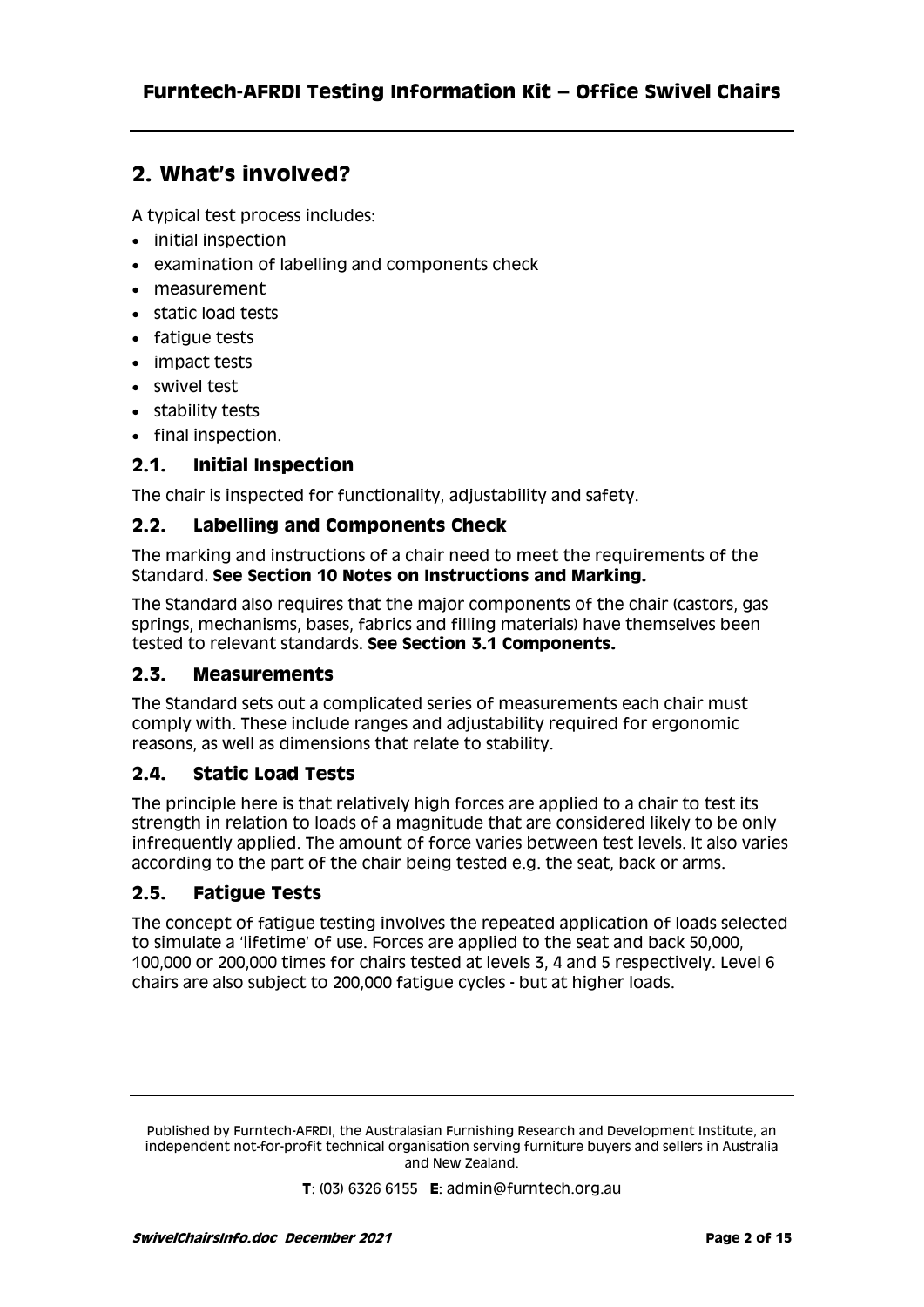## 2. What's involved?

A typical test process includes:

- initial inspection
- examination of labelling and components check
- measurement
- static load tests
- fatigue tests
- impact tests
- swivel test
- stability tests
- final inspection.

### 2.1. Initial Inspection

The chair is inspected for functionality, adjustability and safety.

### 2.2. Labelling and Components Check

The marking and instructions of a chair need to meet the requirements of the Standard. **See Section 10 Notes on Instructions and Marking.**

The Standard also requires that the major components of the chair (castors, gas springs, mechanisms, bases, fabrics and filling materials) have themselves been tested to relevant standards. **See Section 3.1 Components.**

### 2.3. Measurements

The Standard sets out a complicated series of measurements each chair must comply with. These include ranges and adjustability required for ergonomic reasons, as well as dimensions that relate to stability.

### 2.4. Static Load Tests

The principle here is that relatively high forces are applied to a chair to test its strength in relation to loads of a magnitude that are considered likely to be only infrequently applied. The amount of force varies between test levels. It also varies according to the part of the chair being tested e.g. the seat, back or arms.

### 2.5. Fatigue Tests

The concept of fatigue testing involves the repeated application of loads selected to simulate a 'lifetime' of use. Forces are applied to the seat and back 50,000, 100,000 or 200,000 times for chairs tested at levels 3, 4 and 5 respectively. Level 6 chairs are also subject to 200,000 fatigue cycles - but at higher loads.

Published by Furntech-AFRDI, the Australasian Furnishing Research and Development Institute, an independent not-for-profit technical organisation serving furniture buyers and sellers in Australia and New Zealand.

**T**: (03) 6326 6155 **E**: admin@furntech.org.au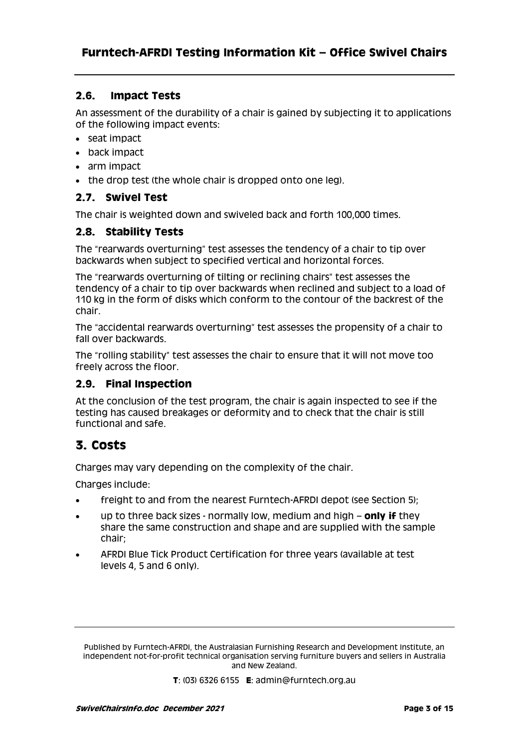### 2.6. Impact Tests

An assessment of the durability of a chair is gained by subjecting it to applications of the following impact events:

- seat impact
- back impact
- arm impact
- the drop test (the whole chair is dropped onto one leg).

### 2.7. Swivel Test

The chair is weighted down and swiveled back and forth 100,000 times.

### 2.8. Stability Tests

The "rearwards overturning" test assesses the tendency of a chair to tip over backwards when subject to specified vertical and horizontal forces.

The "rearwards overturning of tilting or reclining chairs" test assesses the tendency of a chair to tip over backwards when reclined and subject to a load of 110 kg in the form of disks which conform to the contour of the backrest of the chair.

The "accidental rearwards overturning" test assesses the propensity of a chair to fall over backwards.

The "rolling stability" test assesses the chair to ensure that it will not move too freely across the floor.

### 2.9. Final Inspection

At the conclusion of the test program, the chair is again inspected to see if the testing has caused breakages or deformity and to check that the chair is still functional and safe.

## 3. Costs

Charges may vary depending on the complexity of the chair.

Charges include:

- freight to and from the nearest Furntech-AFRDI depot (see Section 5);
- up to three back sizes - normally low, medium and high – **only if** they share the same construction and shape and are supplied with the sample chair;
- AFRDI Blue Tick Product Certification for three years (available at test levels 4, 5 and 6 only).

Published by Furntech-AFRDI, the Australasian Furnishing Research and Development Institute, an independent not-for-profit technical organisation serving furniture buyers and sellers in Australia and New Zealand.

**T**: (03) 6326 6155 **E**: admin@furntech.org.au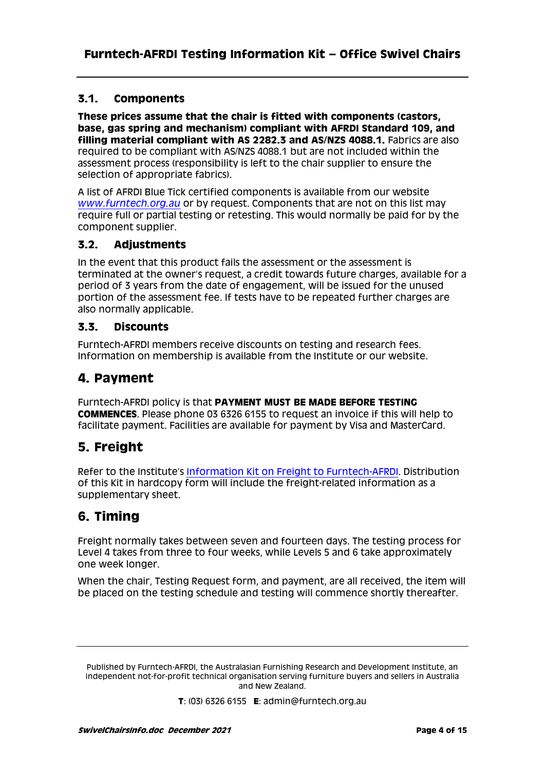### 3.1. Components

**These prices assume that the chair is fitted with components (castors, base, gas spring and mechanism) compliant with AFRDI Standard 109, and filling material compliant with AS 2282.3 and AS/NZS 4088.1.** Fabrics are also required to be compliant with AS/NZS 4088.1 but are not included within the assessment process (responsibility is left to the chair supplier to ensure the selection of appropriate fabrics).

A list of AFRDI Blue Tick certified components is available from our website *www.furntech.org.au* or by request. Components that are not on this list may require full or partial testing or retesting. This would normally be paid for by the component supplier.

### 3.2. Adjustments

In the event that this product fails the assessment or the assessment is terminated at the owner's request, a credit towards future charges, available for a period of 3 years from the date of engagement, will be issued for the unused portion of the assessment fee. If tests have to be repeated further charges are also normally applicable.

### 3.3. Discounts

Furntech-AFRDI members receive discounts on testing and research fees. Information on membership is available from the Institute or our website.

## 4. Payment

Furntech-AFRDI policy is that **PAYMENT MUST BE MADE BEFORE TESTING COMMENCES**. Please phone 03 6326 6155 to request an invoice if this will help to facilitate payment. Facilities are available for payment by Visa and MasterCard.

## 5. Freight

Refer to the Institute's Information Kit on Freight to Furntech-AFRDI. Distribution of this Kit in hardcopy form will include the freight-related information as a supplementary sheet.

## 6. Timing

Freight normally takes between seven and fourteen days. The testing process for Level 4 takes from three to four weeks, while Levels 5 and 6 take approximately one week longer.

When the chair, Testing Request form, and payment, are all received, the item will be placed on the testing schedule and testing will commence shortly thereafter.

Published by Furntech-AFRDI, the Australasian Furnishing Research and Development Institute, an independent not-for-profit technical organisation serving furniture buyers and sellers in Australia and New Zealand.

**T**: (03) 6326 6155 **E**: admin@furntech.org.au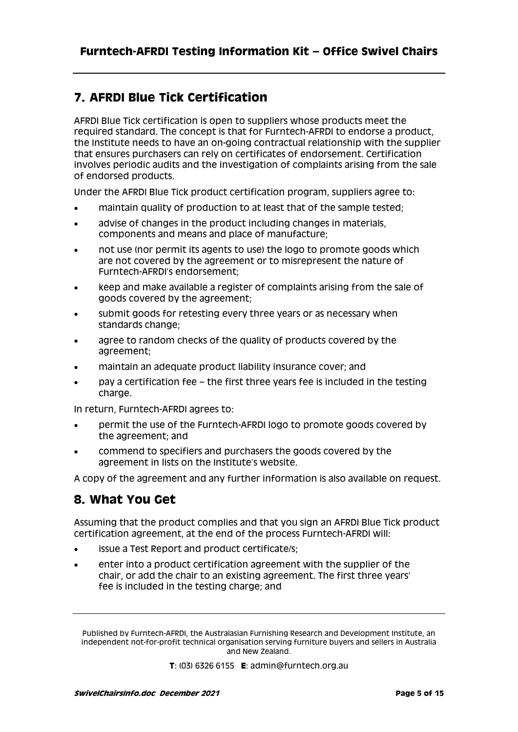## 7. AFRDI Blue Tick Certification

AFRDI Blue Tick certification is open to suppliers whose products meet the required standard. The concept is that for Furntech-AFRDI to endorse a product, the Institute needs to have an on-going contractual relationship with the supplier that ensures purchasers can rely on certificates of endorsement. Certification involves periodic audits and the investigation of complaints arising from the sale of endorsed products.

Under the AFRDI Blue Tick product certification program, suppliers agree to:

- maintain quality of production to at least that of the sample tested;
- advise of changes in the product including changes in materials, components and means and place of manufacture;
- not use (nor permit its agents to use) the logo to promote goods which are not covered by the agreement or to misrepresent the nature of Furntech-AFRDI's endorsement;
- keep and make available a register of complaints arising from the sale of goods covered by the agreement;
- submit goods for retesting every three years or as necessary when standards change;
- agree to random checks of the quality of products covered by the agreement;
- maintain an adequate product liability insurance cover; and
- pay a certification fee – the first three years fee is included in the testing charge.

In return, Furntech-AFRDI agrees to:

- permit the use of the Furntech-AFRDI logo to promote goods covered by the agreement; and
- commend to specifiers and purchasers the goods covered by the agreement in lists on the Institute's website.

A copy of the agreement and any further information is also available on request.

## 8. What You Get

Assuming that the product complies and that you sign an AFRDI Blue Tick product certification agreement, at the end of the process Furntech-AFRDI will:

- issue a Test Report and product certificate/s;
- enter into a product certification agreement with the supplier of the chair, or add the chair to an existing agreement. The first three years' fee is included in the testing charge; and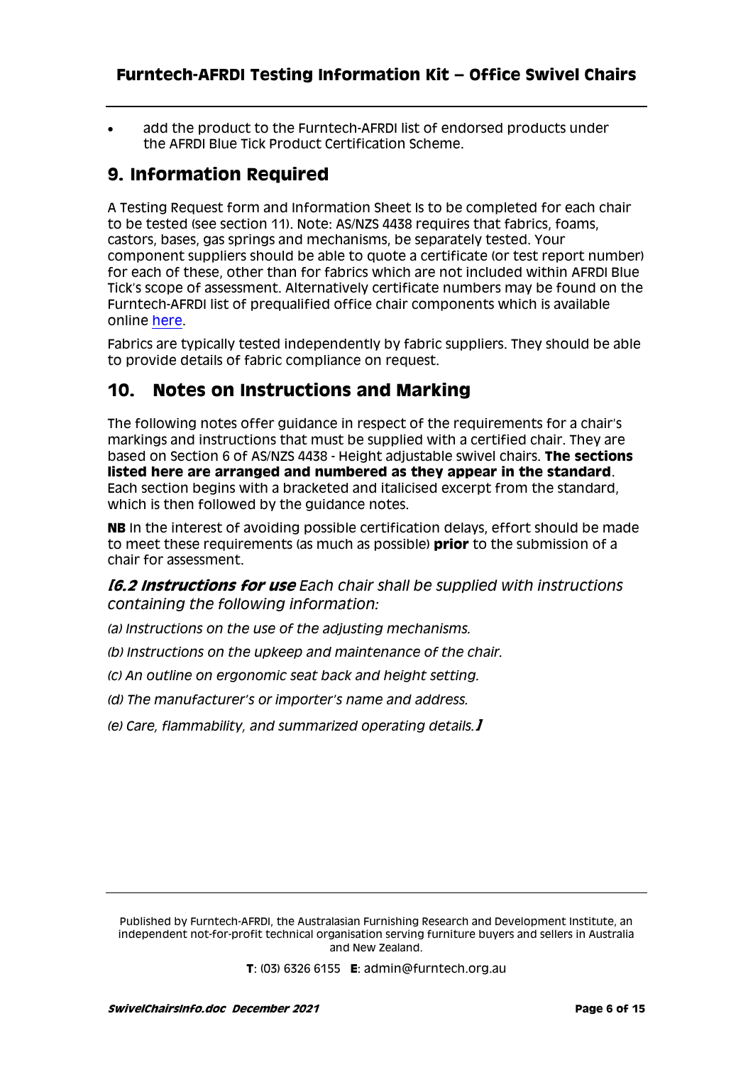- add the product to the Furntech-AFRDI list of endorsed products under the AFRDI Blue Tick Product Certification Scheme.

## 9. Information Required

A Testing Request form and Information Sheet Is to be completed for each chair to be tested (see section 11). Note: AS/NZS 4438 requires that fabrics, foams, castors, bases, gas springs and mechanisms, be separately tested. Your component suppliers should be able to quote a certificate (or test report number) for each of these, other than for fabrics which are not included within AFRDI Blue Tick's scope of assessment. Alternatively certificate numbers may be found on the Furntech-AFRDI list of prequalified office chair components which is available online here.

Fabrics are typically tested independently by fabric suppliers. They should be able to provide details of fabric compliance on request.

## 10. Notes on Instructions and Marking

The following notes offer guidance in respect of the requirements for a chair's markings and instructions that must be supplied with a certified chair. They are based on Section 6 of AS/NZS 4438 - Height adjustable swivel chairs. **The sections listed here are arranged and numbered as they appear in the standard**. Each section begins with a bracketed and italicised excerpt from the standard, which is then followed by the guidance notes.

**NB** In the interest of avoiding possible certification delays, effort should be made to meet these requirements (as much as possible) **prior** to the submission of a chair for assessment.

***[6.2 Instructions for use*** *Each chair shall be supplied with instructions containing the following information:*

*(a) Instructions on the use of the adjusting mechanisms.*

*(b) Instructions on the upkeep and maintenance of the chair.*

*(c) An outline on ergonomic seat back and height setting.*

*(d) The manufacturer's or importer's name and address.*

*(e) Care, flammability, and summarized operating details.**]***

Published by Furntech-AFRDI, the Australasian Furnishing Research and Development Institute, an independent not-for-profit technical organisation serving furniture buyers and sellers in Australia and New Zealand.

**T**: (03) 6326 6155 **E**: admin@furntech.org.au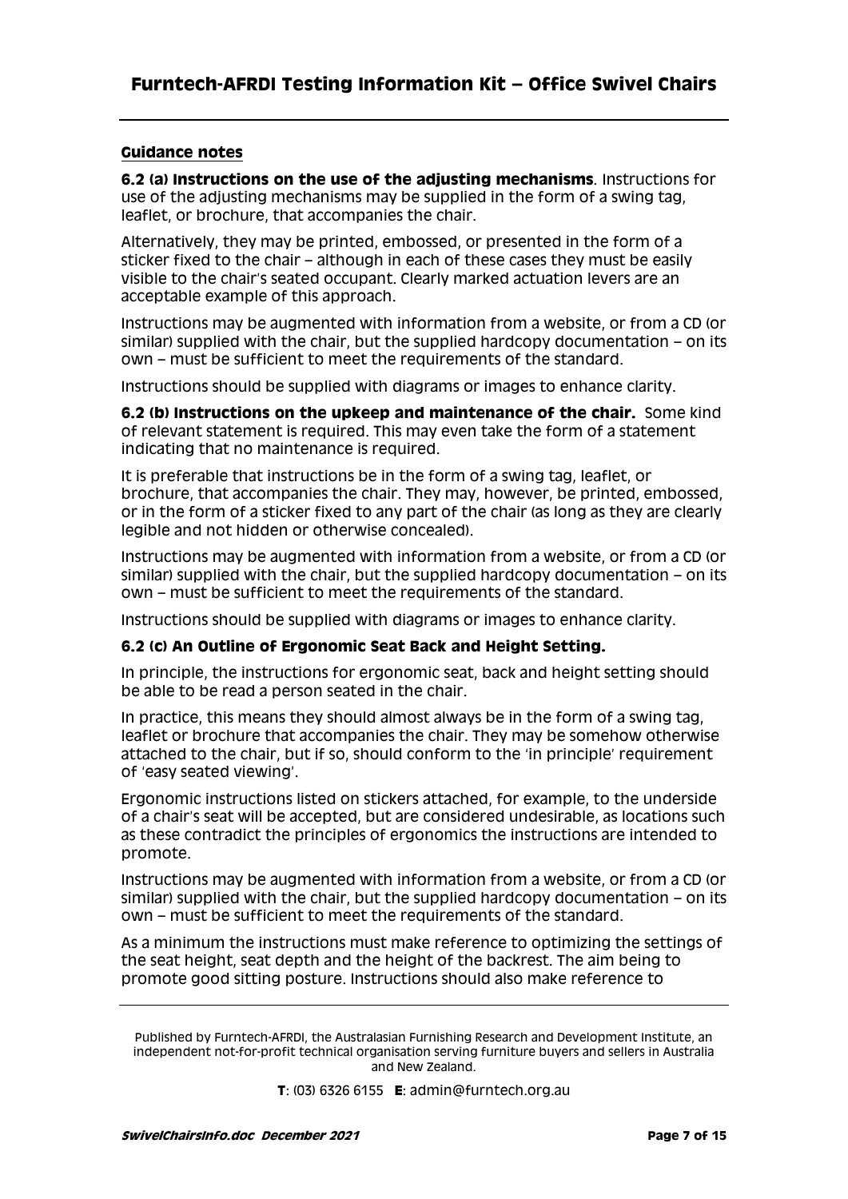## Guidance notes

**6.2 (a) Instructions on the use of the adjusting mechanisms**. Instructions for use of the adjusting mechanisms may be supplied in the form of a swing tag, leaflet, or brochure, that accompanies the chair.

Alternatively, they may be printed, embossed, or presented in the form of a sticker fixed to the chair – although in each of these cases they must be easily visible to the chair's seated occupant. Clearly marked actuation levers are an acceptable example of this approach.

Instructions may be augmented with information from a website, or from a CD (or similar) supplied with the chair, but the supplied hardcopy documentation – on its own – must be sufficient to meet the requirements of the standard.

Instructions should be supplied with diagrams or images to enhance clarity.

**6.2 (b) Instructions on the upkeep and maintenance of the chair.** Some kind of relevant statement is required. This may even take the form of a statement indicating that no maintenance is required.

It is preferable that instructions be in the form of a swing tag, leaflet, or brochure, that accompanies the chair. They may, however, be printed, embossed, or in the form of a sticker fixed to any part of the chair (as long as they are clearly legible and not hidden or otherwise concealed).

Instructions may be augmented with information from a website, or from a CD (or similar) supplied with the chair, but the supplied hardcopy documentation – on its own – must be sufficient to meet the requirements of the standard.

Instructions should be supplied with diagrams or images to enhance clarity.

**6.2 (c) An Outline of Ergonomic Seat Back and Height Setting.**

In principle, the instructions for ergonomic seat, back and height setting should be able to be read a person seated in the chair.

In practice, this means they should almost always be in the form of a swing tag, leaflet or brochure that accompanies the chair. They may be somehow otherwise attached to the chair, but if so, should conform to the 'in principle' requirement of 'easy seated viewing'.

Ergonomic instructions listed on stickers attached, for example, to the underside of a chair's seat will be accepted, but are considered undesirable, as locations such as these contradict the principles of ergonomics the instructions are intended to promote.

Instructions may be augmented with information from a website, or from a CD (or similar) supplied with the chair, but the supplied hardcopy documentation – on its own – must be sufficient to meet the requirements of the standard.

As a minimum the instructions must make reference to optimizing the settings of the seat height, seat depth and the height of the backrest. The aim being to promote good sitting posture. Instructions should also make reference to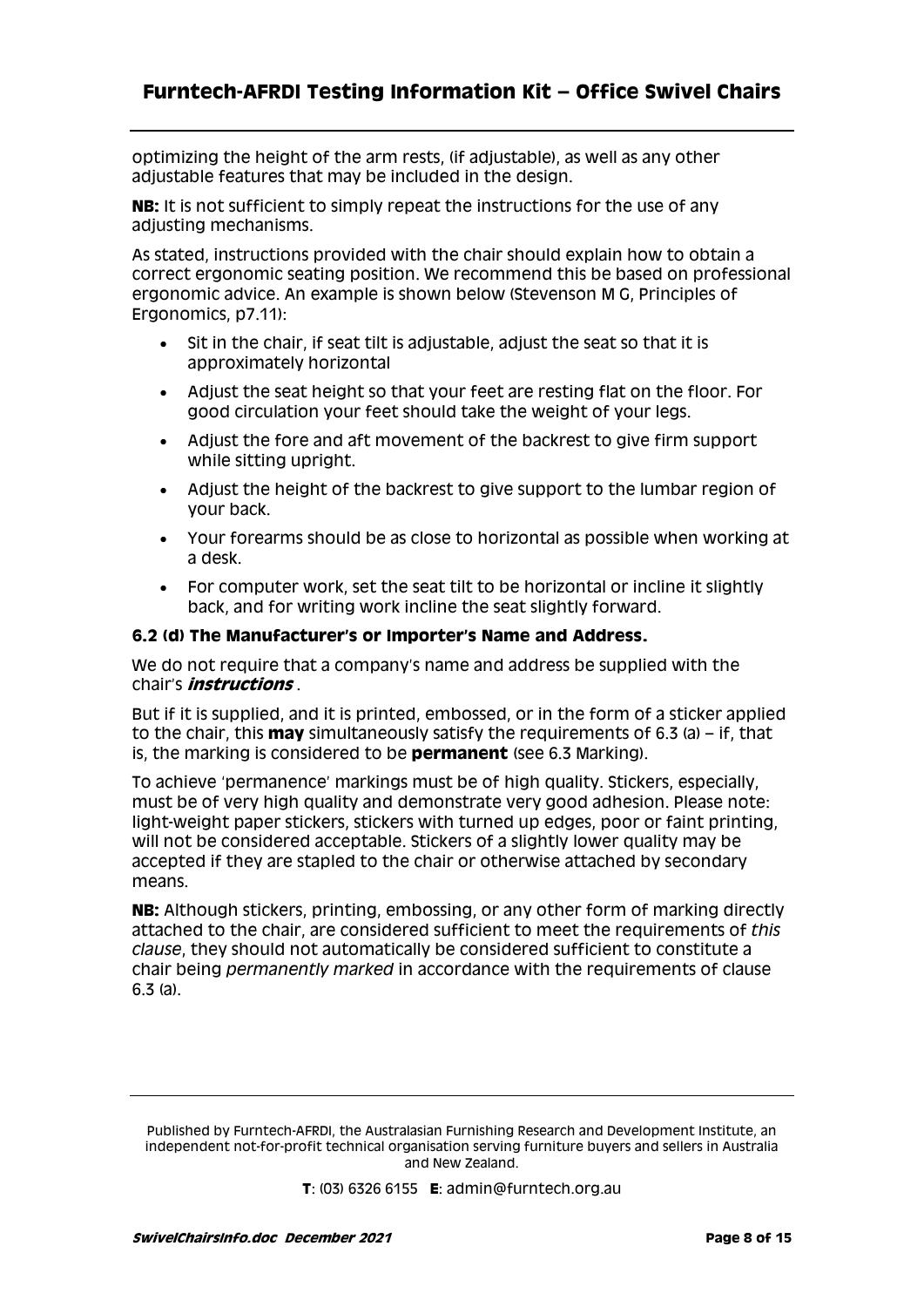optimizing the height of the arm rests, (if adjustable), as well as any other adjustable features that may be included in the design.

**NB:** It is not sufficient to simply repeat the instructions for the use of any adjusting mechanisms.

As stated, instructions provided with the chair should explain how to obtain a correct ergonomic seating position. We recommend this be based on professional ergonomic advice. An example is shown below (Stevenson M G, Principles of Ergonomics, p7.11):

- Sit in the chair, if seat tilt is adjustable, adjust the seat so that it is approximately horizontal
- Adjust the seat height so that your feet are resting flat on the floor. For good circulation your feet should take the weight of your legs.
- Adjust the fore and aft movement of the backrest to give firm support while sitting upright.
- Adjust the height of the backrest to give support to the lumbar region of your back.
- Your forearms should be as close to horizontal as possible when working at a desk.
- For computer work, set the seat tilt to be horizontal or incline it slightly back, and for writing work incline the seat slightly forward.

### 6.2 (d) The Manufacturer's or Importer's Name and Address.

We do not require that a company's name and address be supplied with the chair's ***instructions***.

But if it is supplied, and it is printed, embossed, or in the form of a sticker applied to the chair, this **may** simultaneously satisfy the requirements of 6.3 (a) – if, that is, the marking is considered to be **permanent** (see 6.3 Marking).

To achieve 'permanence' markings must be of high quality. Stickers, especially, must be of very high quality and demonstrate very good adhesion. Please note: light-weight paper stickers, stickers with turned up edges, poor or faint printing, will not be considered acceptable. Stickers of a slightly lower quality may be accepted if they are stapled to the chair or otherwise attached by secondary means.

**NB:** Although stickers, printing, embossing, or any other form of marking directly attached to the chair, are considered sufficient to meet the requirements of *this clause*, they should not automatically be considered sufficient to constitute a chair being *permanently marked* in accordance with the requirements of clause 6.3 (a).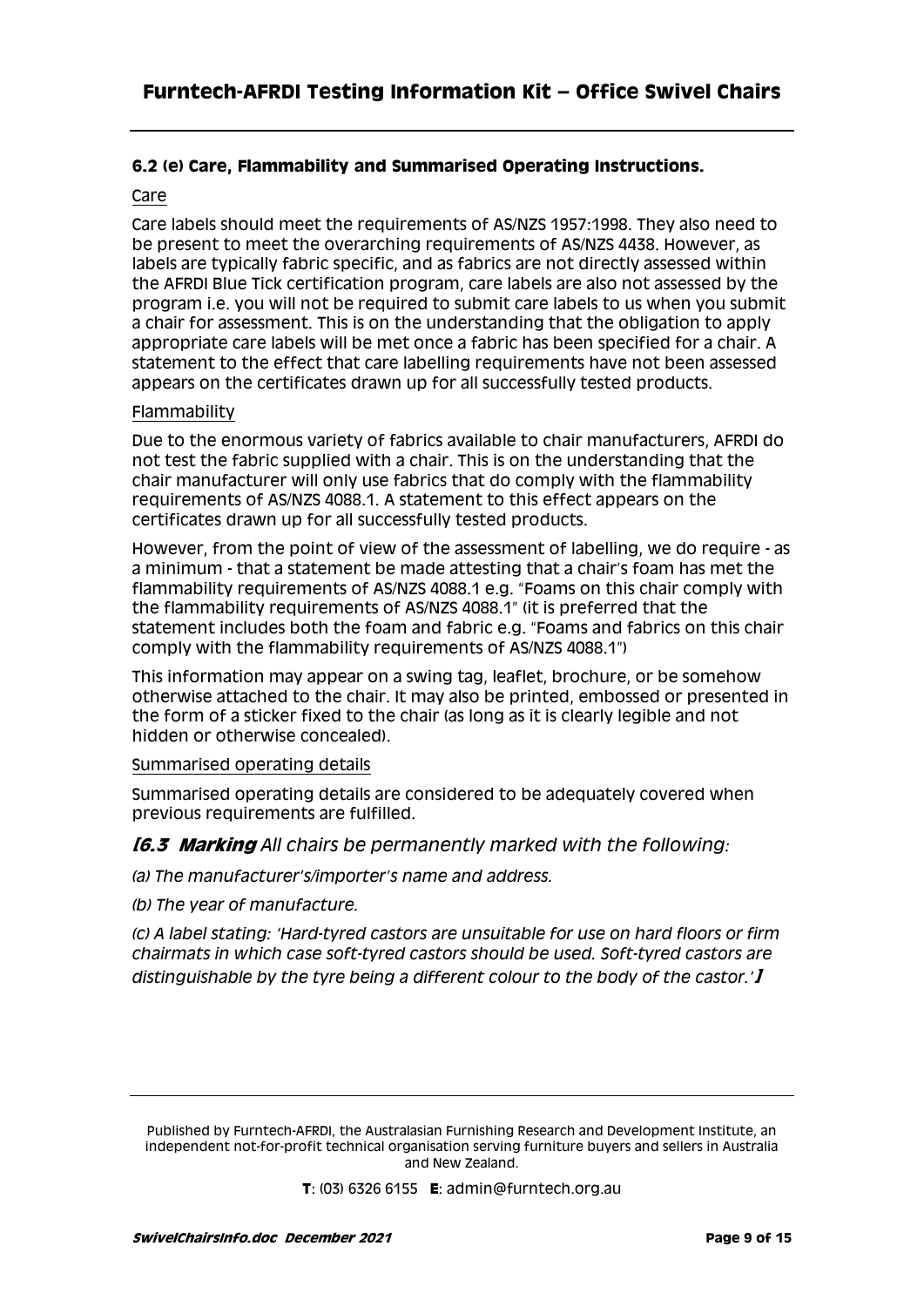### 6.2 (e) Care, Flammability and Summarised Operating Instructions.

Care

Care labels should meet the requirements of AS/NZS 1957:1998. They also need to be present to meet the overarching requirements of AS/NZS 4438. However, as labels are typically fabric specific, and as fabrics are not directly assessed within the AFRDI Blue Tick certification program, care labels are also not assessed by the program i.e. you will not be required to submit care labels to us when you submit a chair for assessment. This is on the understanding that the obligation to apply appropriate care labels will be met once a fabric has been specified for a chair. A statement to the effect that care labelling requirements have not been assessed appears on the certificates drawn up for all successfully tested products.

Flammability

Due to the enormous variety of fabrics available to chair manufacturers, AFRDI do not test the fabric supplied with a chair. This is on the understanding that the chair manufacturer will only use fabrics that do comply with the flammability requirements of AS/NZS 4088.1. A statement to this effect appears on the certificates drawn up for all successfully tested products.

However, from the point of view of the assessment of labelling, we do require - as a minimum - that a statement be made attesting that a chair's foam has met the flammability requirements of AS/NZS 4088.1 e.g. "Foams on this chair comply with the flammability requirements of AS/NZS 4088.1" (it is preferred that the statement includes both the foam and fabric e.g. "Foams and fabrics on this chair comply with the flammability requirements of AS/NZS 4088.1")

This information may appear on a swing tag, leaflet, brochure, or be somehow otherwise attached to the chair. It may also be printed, embossed or presented in the form of a sticker fixed to the chair (as long as it is clearly legible and not hidden or otherwise concealed).

Summarised operating details

Summarised operating details are considered to be adequately covered when previous requirements are fulfilled.

*[**6.3 Marking** All chairs be permanently marked with the following:*

*(a) The manufacturer's/importer's name and address.*

*(b) The year of manufacture.*

*(c) A label stating: 'Hard-tyred castors are unsuitable for use on hard floors or firm chairmats in which case soft-tyred castors should be used. Soft-tyred castors are distinguishable by the tyre being a different colour to the body of the castor.'* **]**

Published by Furntech-AFRDI, the Australasian Furnishing Research and Development Institute, an independent not-for-profit technical organisation serving furniture buyers and sellers in Australia and New Zealand.

**T**: (03) 6326 6155 **E**: admin@furntech.org.au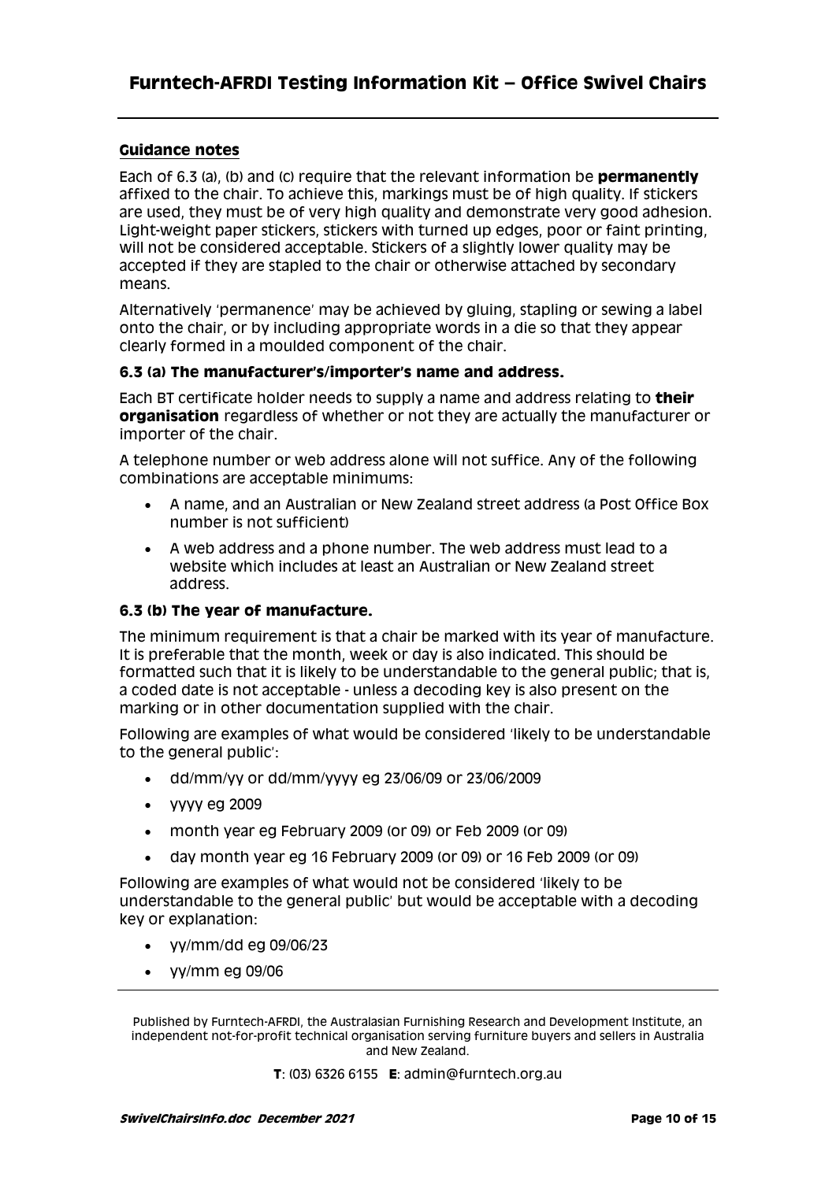## Guidance notes

Each of 6.3 (a), (b) and (c) require that the relevant information be **permanently** affixed to the chair. To achieve this, markings must be of high quality. If stickers are used, they must be of very high quality and demonstrate very good adhesion. Light-weight paper stickers, stickers with turned up edges, poor or faint printing, will not be considered acceptable. Stickers of a slightly lower quality may be accepted if they are stapled to the chair or otherwise attached by secondary means.

Alternatively 'permanence' may be achieved by gluing, stapling or sewing a label onto the chair, or by including appropriate words in a die so that they appear clearly formed in a moulded component of the chair.

### 6.3 (a) The manufacturer's/importer's name and address.

Each BT certificate holder needs to supply a name and address relating to **their organisation** regardless of whether or not they are actually the manufacturer or importer of the chair.

A telephone number or web address alone will not suffice. Any of the following combinations are acceptable minimums:

- A name, and an Australian or New Zealand street address (a Post Office Box number is not sufficient)
- A web address and a phone number. The web address must lead to a website which includes at least an Australian or New Zealand street address.

### 6.3 (b) The year of manufacture.

The minimum requirement is that a chair be marked with its year of manufacture. It is preferable that the month, week or day is also indicated. This should be formatted such that it is likely to be understandable to the general public; that is, a coded date is not acceptable - unless a decoding key is also present on the marking or in other documentation supplied with the chair.

Following are examples of what would be considered 'likely to be understandable to the general public':

- dd/mm/yy or dd/mm/yyyy eg 23/06/09 or 23/06/2009
- yyyy eg 2009
- month year eg February 2009 (or 09) or Feb 2009 (or 09)
- day month year eg 16 February 2009 (or 09) or 16 Feb 2009 (or 09)

Following are examples of what would not be considered 'likely to be understandable to the general public' but would be acceptable with a decoding key or explanation:

- yy/mm/dd eg 09/06/23
- yy/mm eg 09/06

Published by Furntech-AFRDI, the Australasian Furnishing Research and Development Institute, an independent not-for-profit technical organisation serving furniture buyers and sellers in Australia and New Zealand.

**T**: (03) 6326 6155 **E**: admin@furntech.org.au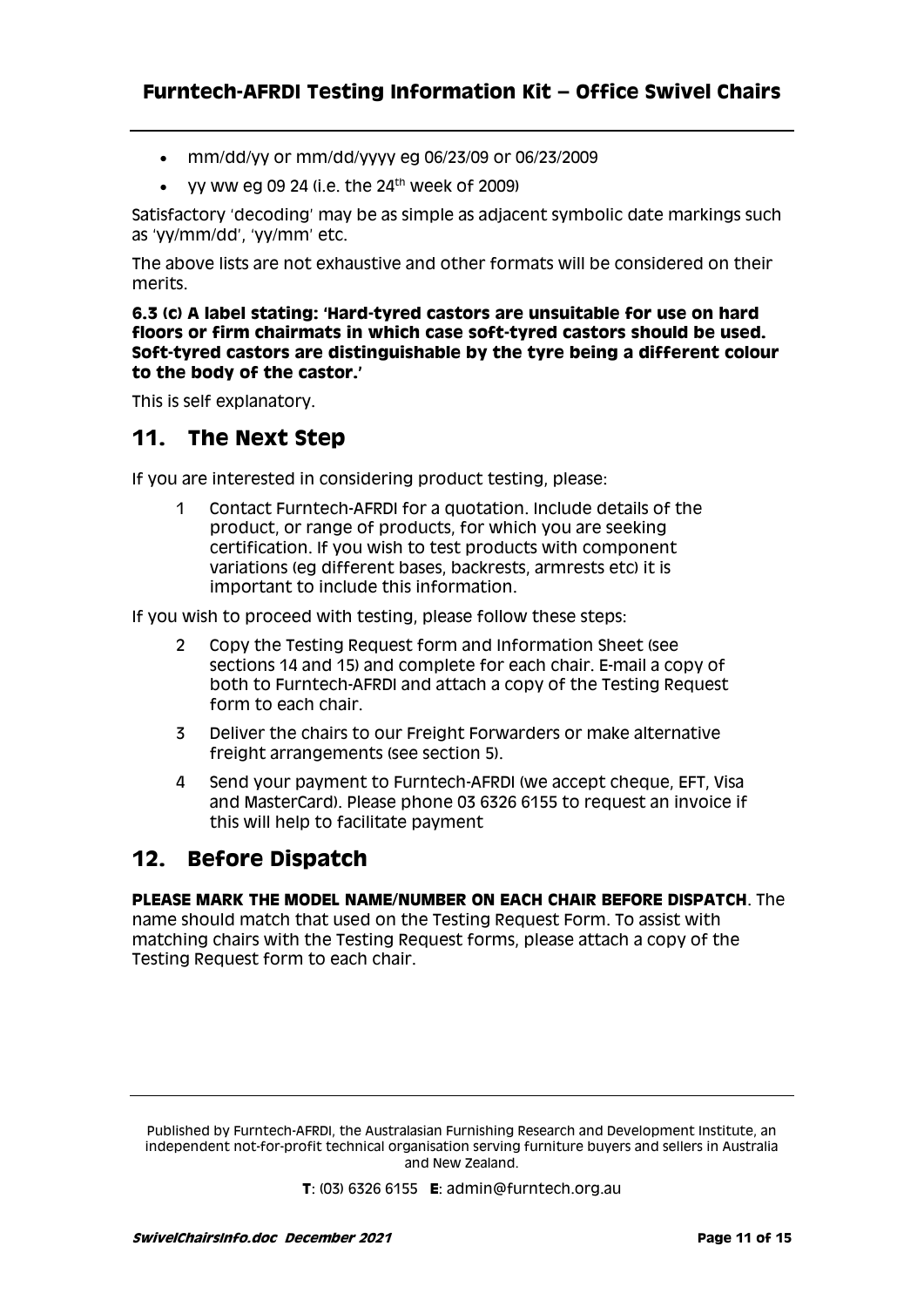- mm/dd/yy or mm/dd/yyyy eg 06/23/09 or 06/23/2009
- yy ww eg 09 24 (i.e. the 24th week of 2009)

Satisfactory 'decoding' may be as simple as adjacent symbolic date markings such as 'yy/mm/dd', 'yy/mm' etc.

The above lists are not exhaustive and other formats will be considered on their merits.

**6.3 (c) A label stating: 'Hard-tyred castors are unsuitable for use on hard floors or firm chairmats in which case soft-tyred castors should be used. Soft-tyred castors are distinguishable by the tyre being a different colour to the body of the castor.'**

This is self explanatory.

## 11. The Next Step

If you are interested in considering product testing, please:

1. Contact Furntech-AFRDI for a quotation. Include details of the product, or range of products, for which you are seeking certification. If you wish to test products with component variations (eg different bases, backrests, armrests etc) it is important to include this information.

If you wish to proceed with testing, please follow these steps:

2. Copy the Testing Request form and Information Sheet (see sections 14 and 15) and complete for each chair. E-mail a copy of both to Furntech-AFRDI and attach a copy of the Testing Request form to each chair.
3. Deliver the chairs to our Freight Forwarders or make alternative freight arrangements (see section 5).
4. Send your payment to Furntech-AFRDI (we accept cheque, EFT, Visa and MasterCard). Please phone 03 6326 6155 to request an invoice if this will help to facilitate payment

## 12. Before Dispatch

**PLEASE MARK THE MODEL NAME/NUMBER ON EACH CHAIR BEFORE DISPATCH**. The name should match that used on the Testing Request Form. To assist with matching chairs with the Testing Request forms, please attach a copy of the Testing Request form to each chair.

Published by Furntech-AFRDI, the Australasian Furnishing Research and Development Institute, an independent not-for-profit technical organisation serving furniture buyers and sellers in Australia and New Zealand.

**T**: (03) 6326 6155 **E**: admin@furntech.org.au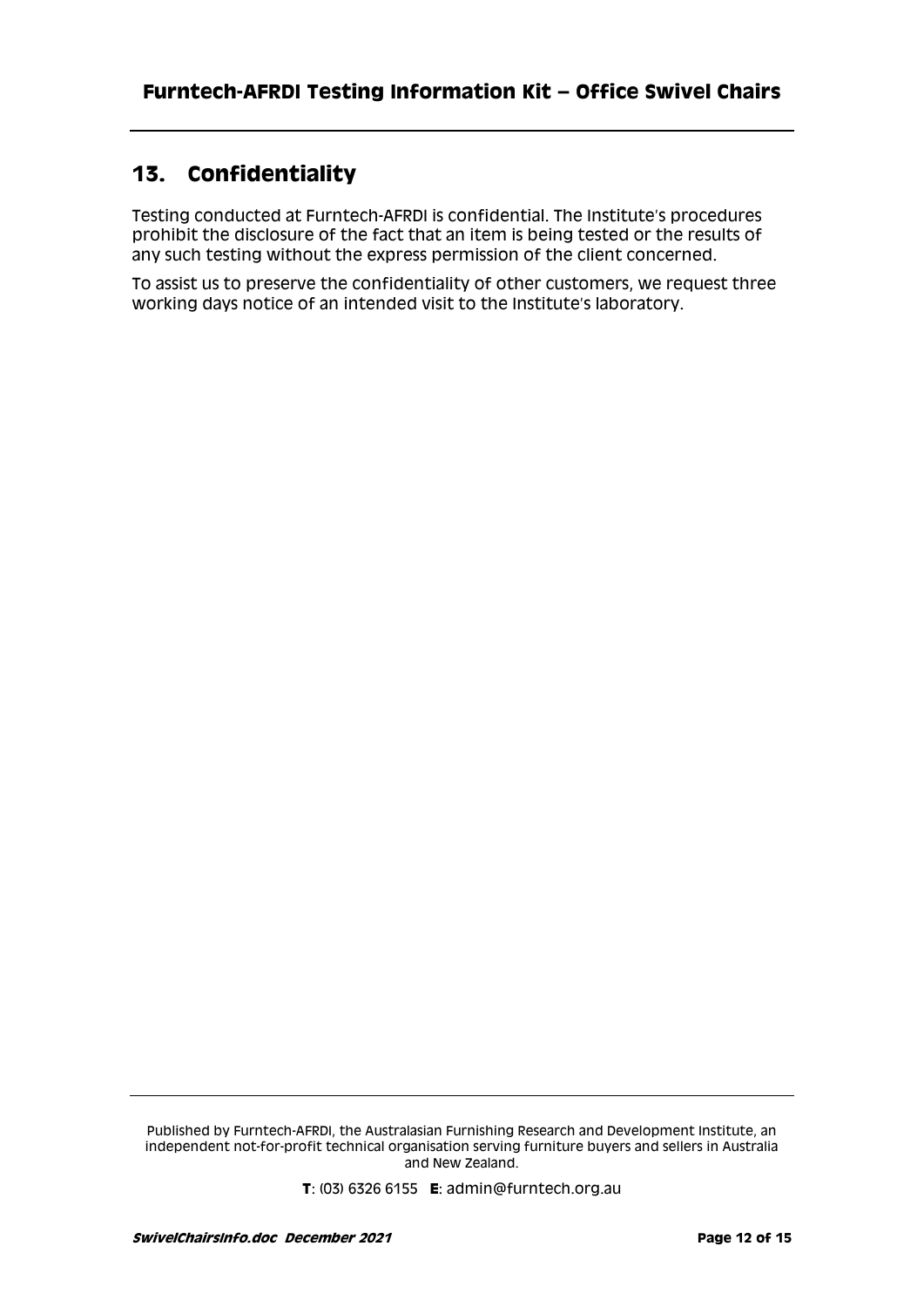## 13. Confidentiality

Testing conducted at Furntech-AFRDI is confidential. The Institute's procedures prohibit the disclosure of the fact that an item is being tested or the results of any such testing without the express permission of the client concerned.

To assist us to preserve the confidentiality of other customers, we request three working days notice of an intended visit to the Institute's laboratory.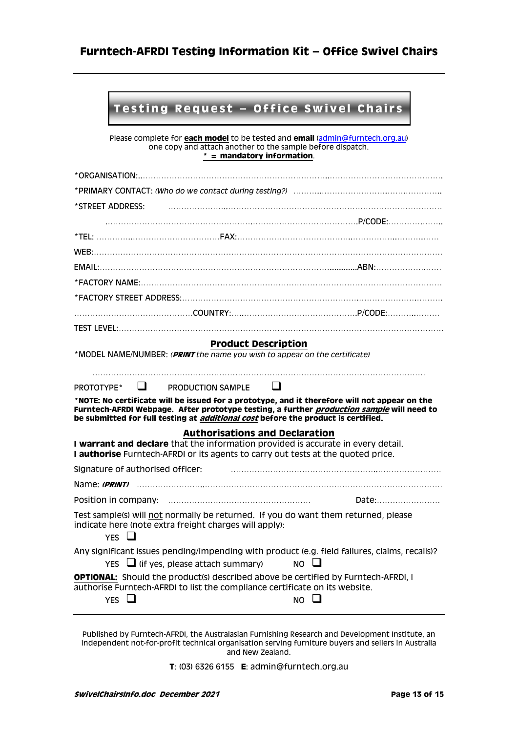# Testing Request – Office Swivel Chairs

Please complete for **each model** to be tested and **email** (admin@furntech.org.au) one copy and attach another to the sample before dispatch.
**\* = mandatory information**.

*ORGANISATION:.....................................................................................................................

*PRIMARY CONTACT: *(Who do we contact during testing?)* ................................................

*STREET ADDRESS: .........................................................................................................

.........................................................................................................P/CODE:..................

*TEL: ..........................................FAX:.........................................................................

WEB:...................................................................................................................................

EMAIL:...............................................................................................ABN:........................

*FACTORY NAME:...........................................................................................................

*FACTORY STREET ADDRESS:...........................................................................................

..........................................COUNTRY:...........................................P/CODE:..................

TEST LEVEL:......................................................................................................................

## Product Description

*MODEL NAME/NUMBER: *(**PRINT** the name you wish to appear on the certificate)*

..........................................................................................................................

PROTOTYPE* ❑ PRODUCTION SAMPLE ❑

***NOTE: No certificate will be issued for a prototype, and it therefore will not appear on the Furntech-AFRDI Webpage. After prototype testing, a further *production sample* will need to be submitted for full testing at *additional cost* before the product is certified.**

## Authorisations and Declaration

**I warrant and declare** that the information provided is accurate in every detail.
**I authorise** Furntech-AFRDI or its agents to carry out tests at the quoted price.

Signature of authorised officer: ..........................................................................

Name: ***(PRINT)*** ..........................................................................................................

Position in company: ..................................................... Date:........................

Test sample(s) will not normally be returned. If you do want them returned, please indicate here (note extra freight charges will apply):

YES ❑

Any significant issues pending/impending with product (e.g. field failures, claims, recalls)?

YES ❑ (if yes, please attach summary) NO ❑

**OPTIONAL:** Should the product(s) described above be certified by Furntech-AFRDI, I authorise Furntech-AFRDI to list the compliance certificate on its website.

YES ❑ NO ❑

Published by Furntech-AFRDI, the Australasian Furnishing Research and Development Institute, an independent not-for-profit technical organisation serving furniture buyers and sellers in Australia and New Zealand.

**T**: (03) 6326 6155 **E**: admin@furntech.org.au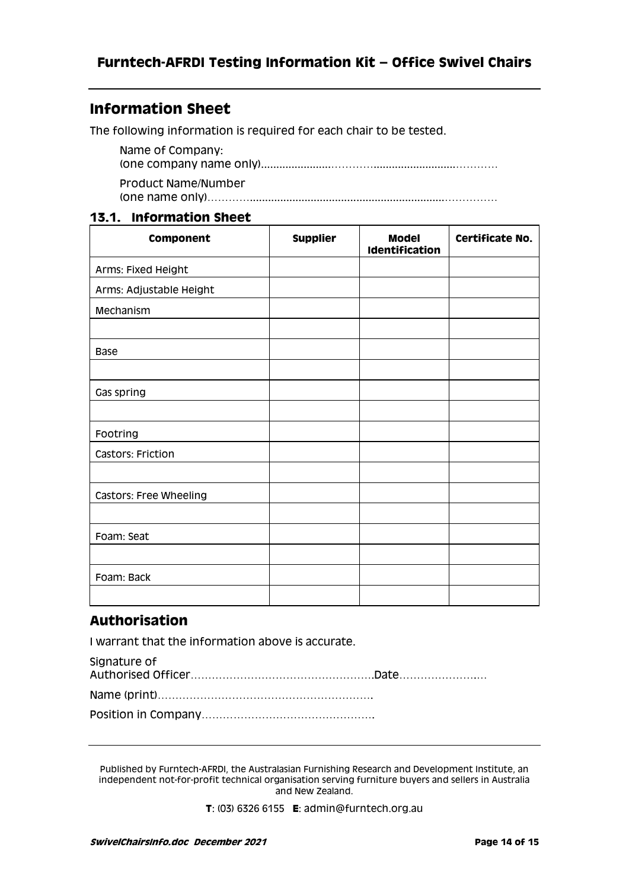## Information Sheet

The following information is required for each chair to be tested.

Name of Company:
(one company name only)……………………………………………………………

Product Name/Number
(one name only)……………………………………………………………………

### 13.1. Information Sheet

| Component | Supplier | Model Identification | Certificate No. |
|---|---|---|---|
| Arms: Fixed Height | | | |
| Arms: Adjustable Height | | | |
| Mechanism | | | |
| | | | |
| Base | | | |
| | | | |
| Gas spring | | | |
| | | | |
| Footring | | | |
| Castors: Friction | | | |
| | | | |
| Castors: Free Wheeling | | | |
| | | | |
| Foam: Seat | | | |
| | | | |
| Foam: Back | | | |
| | | | |

## Authorisation

I warrant that the information above is accurate.

Signature of
Authorised Officer…………………………………………….Date…………………….…

Name (print)…………………………………………………….

Position in Company………………………………………….

Published by Furntech-AFRDI, the Australasian Furnishing Research and Development Institute, an independent not-for-profit technical organisation serving furniture buyers and sellers in Australia and New Zealand.

**T**: (03) 6326 6155 **E**: admin@furntech.org.au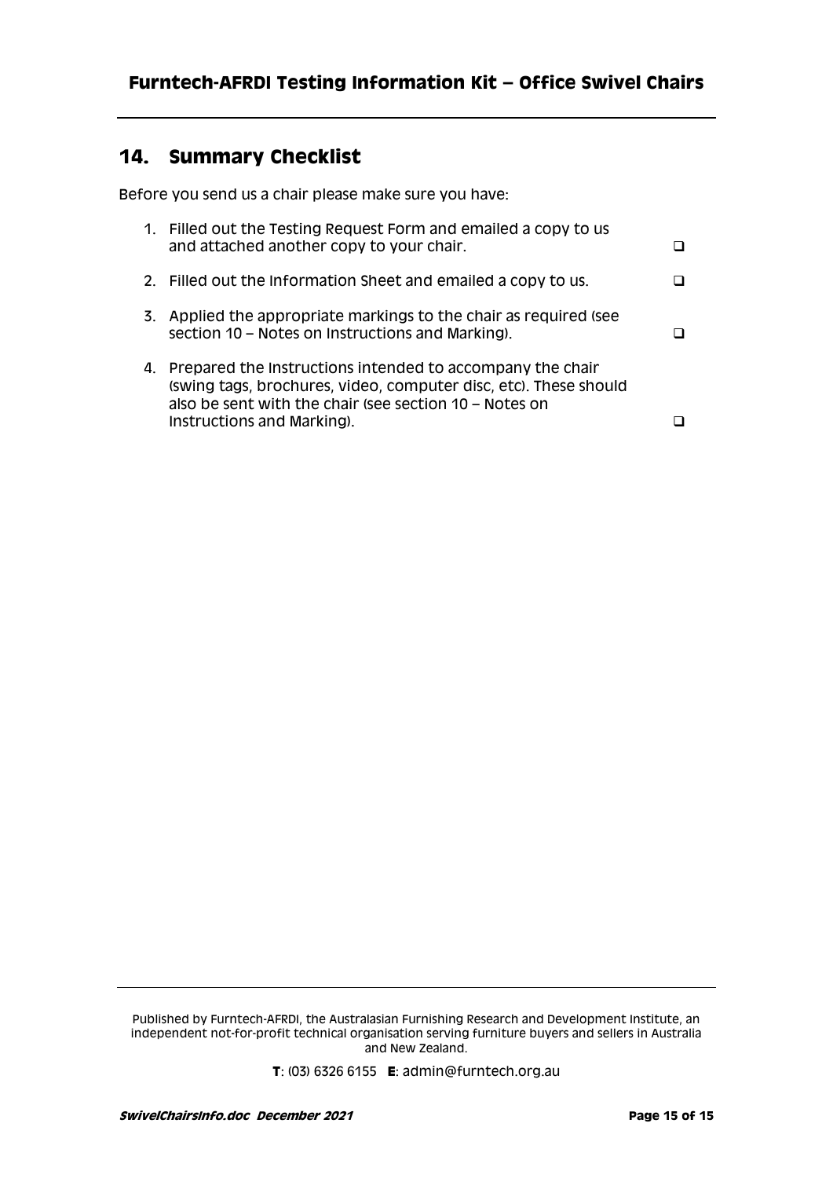## 14. Summary Checklist

Before you send us a chair please make sure you have:

1. Filled out the Testing Request Form and emailed a copy to us and attached another copy to your chair. ❑
2. Filled out the Information Sheet and emailed a copy to us. ❑
3. Applied the appropriate markings to the chair as required (see section 10 – Notes on Instructions and Marking). ❑
4. Prepared the Instructions intended to accompany the chair (swing tags, brochures, video, computer disc, etc). These should also be sent with the chair (see section 10 – Notes on Instructions and Marking). ❑

Published by Furntech-AFRDI, the Australasian Furnishing Research and Development Institute, an independent not-for-profit technical organisation serving furniture buyers and sellers in Australia and New Zealand.

**T**: (03) 6326 6155 **E**: admin@furntech.org.au